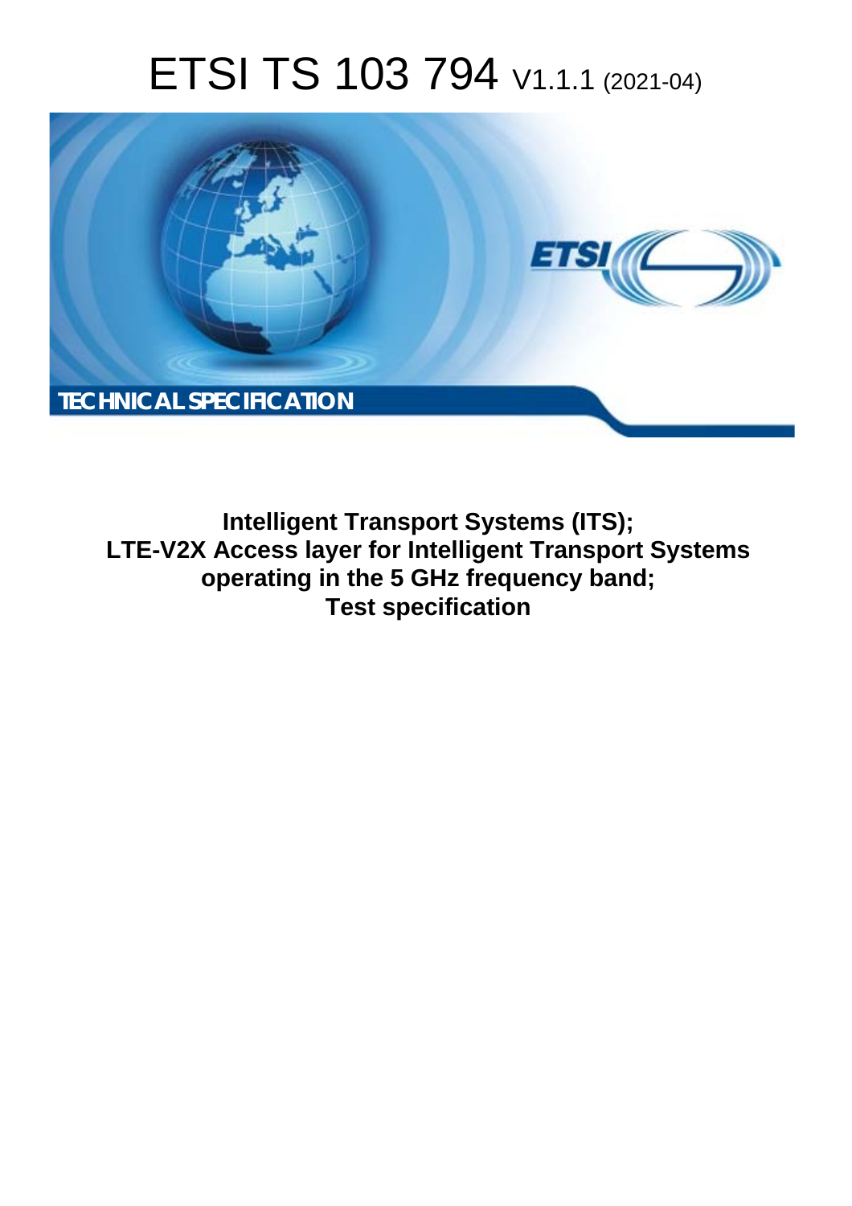# ETSI TS 103 794 V1.1.1 (2021-04)

**TECHNICAL SPECIFICATION**

**Intelligent Transport Systems (ITS);**
**LTE-V2X Access layer for Intelligent Transport Systems operating in the 5 GHz frequency band;**
**Test specification**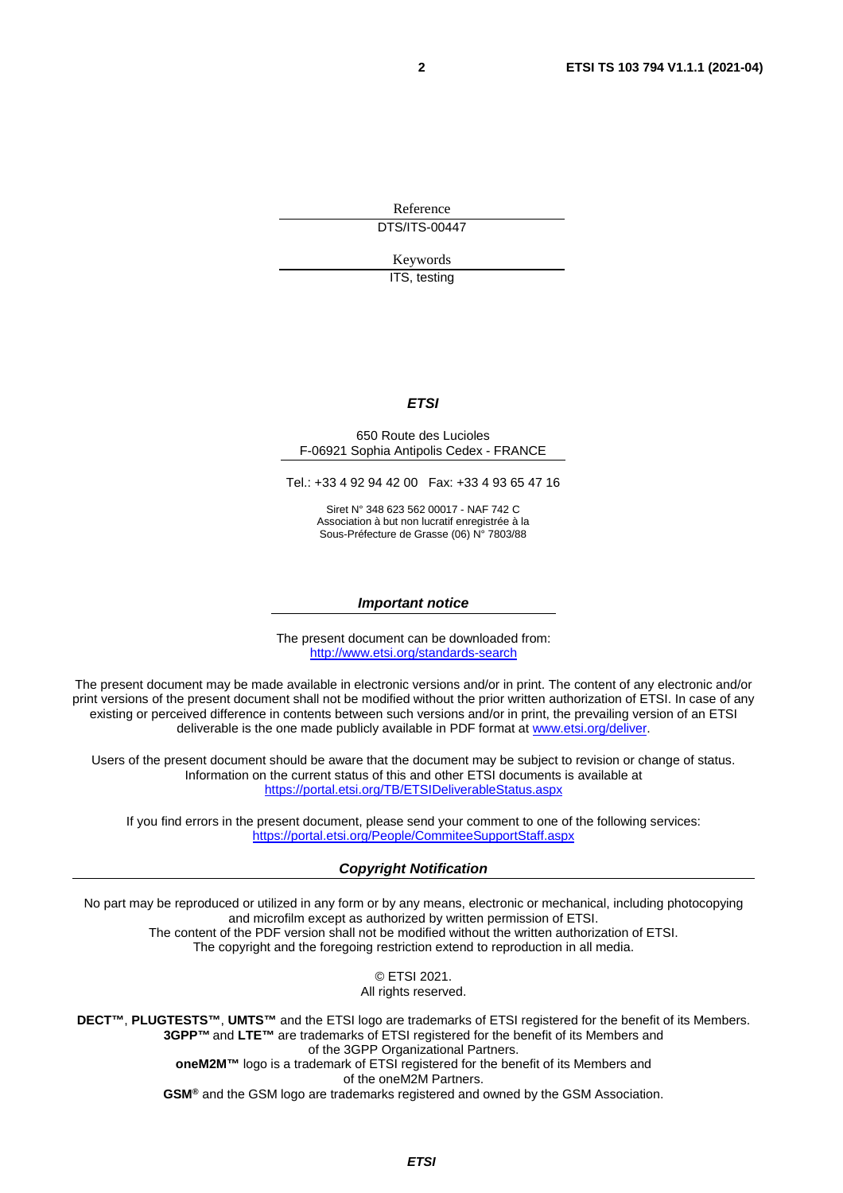Reference

DTS/ITS-00447

Keywords

ITS, testing

***ETSI***

650 Route des Lucioles
F-06921 Sophia Antipolis Cedex - FRANCE

Tel.: +33 4 92 94 42 00   Fax: +33 4 93 65 47 16

Siret N° 348 623 562 00017 - NAF 742 C
Association à but non lucratif enregistrée à la
Sous-Préfecture de Grasse (06) N° 7803/88

***Important notice***

The present document can be downloaded from:
http://www.etsi.org/standards-search

The present document may be made available in electronic versions and/or in print. The content of any electronic and/or print versions of the present document shall not be modified without the prior written authorization of ETSI. In case of any existing or perceived difference in contents between such versions and/or in print, the prevailing version of an ETSI deliverable is the one made publicly available in PDF format at www.etsi.org/deliver.

Users of the present document should be aware that the document may be subject to revision or change of status. Information on the current status of this and other ETSI documents is available at
https://portal.etsi.org/TB/ETSIDeliverableStatus.aspx

If you find errors in the present document, please send your comment to one of the following services:
https://portal.etsi.org/People/CommiteeSupportStaff.aspx

***Copyright Notification***

No part may be reproduced or utilized in any form or by any means, electronic or mechanical, including photocopying and microfilm except as authorized by written permission of ETSI.
The content of the PDF version shall not be modified without the written authorization of ETSI.
The copyright and the foregoing restriction extend to reproduction in all media.

© ETSI 2021.
All rights reserved.

**DECT™**, **PLUGTESTS™**, **UMTS™** and the ETSI logo are trademarks of ETSI registered for the benefit of its Members.
**3GPP™** and **LTE™** are trademarks of ETSI registered for the benefit of its Members and of the 3GPP Organizational Partners.
**oneM2M™** logo is a trademark of ETSI registered for the benefit of its Members and of the oneM2M Partners.
**GSM®** and the GSM logo are trademarks registered and owned by the GSM Association.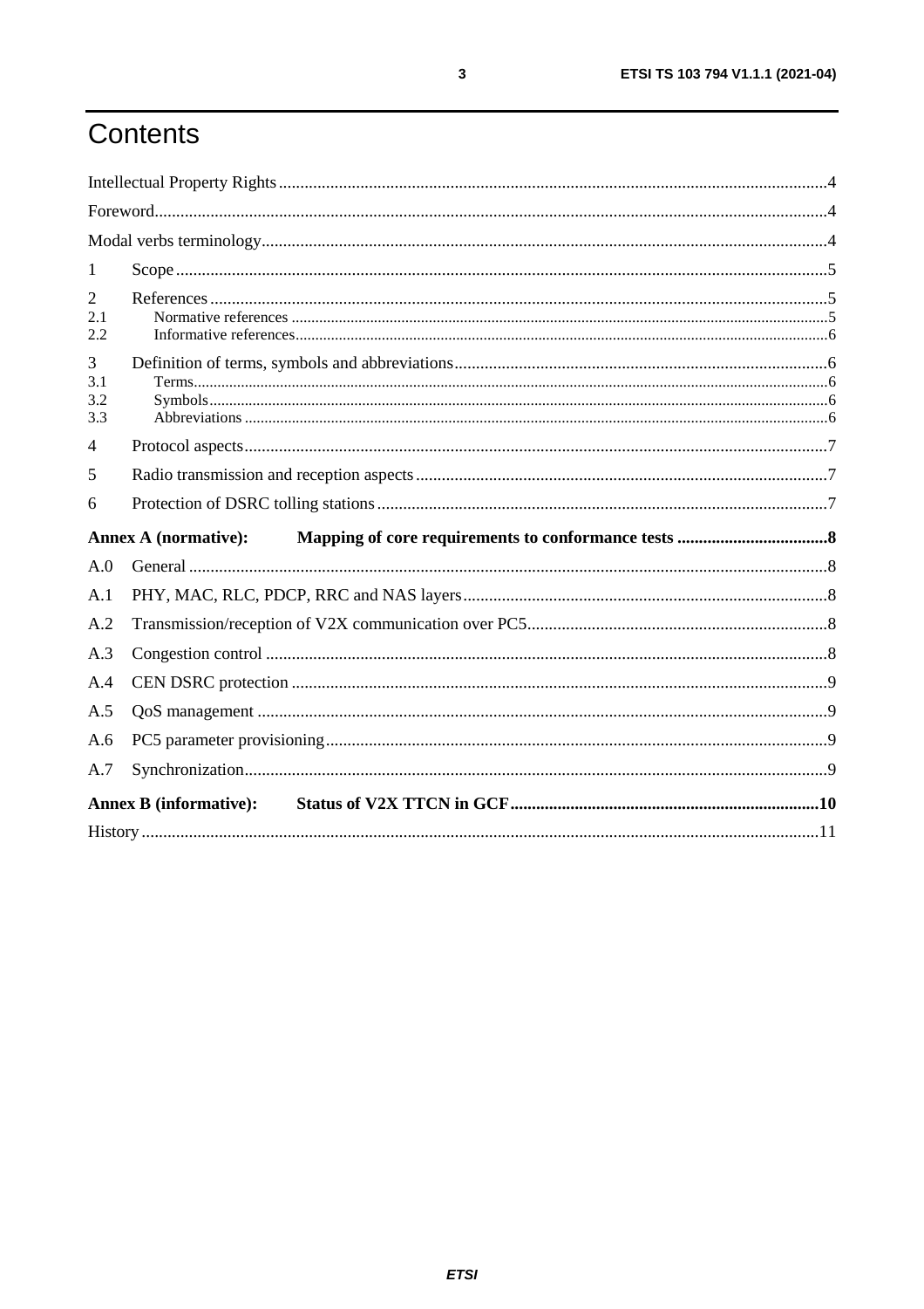# Contents

Intellectual Property Rights ....................................................................................................................................4

Foreword....................................................................................................................................................................4

Modal verbs terminology..........................................................................................................................................4

1 Scope ......................................................................................................................................................................5

2 References ..............................................................................................................................................................5

2.1 Normative references ..........................................................................................................................................5

2.2 Informative references.........................................................................................................................................6

3 Definition of terms, symbols and abbreviations .....................................................................................................6

3.1 Terms....................................................................................................................................................................6

3.2 Symbols................................................................................................................................................................6

3.3 Abbreviations .......................................................................................................................................................6

4 Protocol aspects.......................................................................................................................................................7

5 Radio transmission and reception aspects ..............................................................................................................7

6 Protection of DSRC tolling stations ........................................................................................................................7

**Annex A (normative): Mapping of core requirements to conformance tests ..................................8**

A.0 General ...................................................................................................................................................................8

A.1 PHY, MAC, RLC, PDCP, RRC and NAS layers....................................................................................................8

A.2 Transmission/reception of V2X communication over PC5....................................................................................8

A.3 Congestion control ..................................................................................................................................................8

A.4 CEN DSRC protection ............................................................................................................................................9

A.5 QoS management ....................................................................................................................................................9

A.6 PC5 parameter provisioning....................................................................................................................................9

A.7 Synchronization.......................................................................................................................................................9

**Annex B (informative): Status of V2X TTCN in GCF.......................................................................10**

History .......................................................................................................................................................................11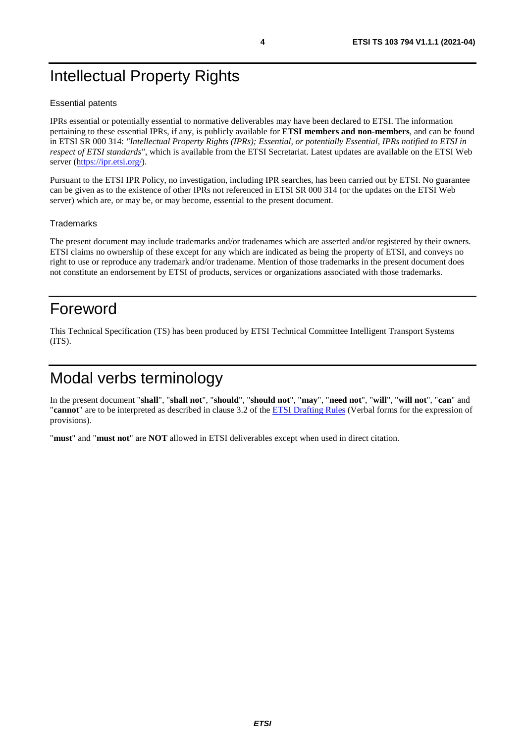# Intellectual Property Rights

### Essential patents

IPRs essential or potentially essential to normative deliverables may have been declared to ETSI. The information pertaining to these essential IPRs, if any, is publicly available for **ETSI members and non-members**, and can be found in ETSI SR 000 314: *"Intellectual Property Rights (IPRs); Essential, or potentially Essential, IPRs notified to ETSI in respect of ETSI standards"*, which is available from the ETSI Secretariat. Latest updates are available on the ETSI Web server (https://ipr.etsi.org/).

Pursuant to the ETSI IPR Policy, no investigation, including IPR searches, has been carried out by ETSI. No guarantee can be given as to the existence of other IPRs not referenced in ETSI SR 000 314 (or the updates on the ETSI Web server) which are, or may be, or may become, essential to the present document.

### Trademarks

The present document may include trademarks and/or tradenames which are asserted and/or registered by their owners. ETSI claims no ownership of these except for any which are indicated as being the property of ETSI, and conveys no right to use or reproduce any trademark and/or tradename. Mention of those trademarks in the present document does not constitute an endorsement by ETSI of products, services or organizations associated with those trademarks.

# Foreword

This Technical Specification (TS) has been produced by ETSI Technical Committee Intelligent Transport Systems (ITS).

# Modal verbs terminology

In the present document "**shall**", "**shall not**", "**should**", "**should not**", "**may**", "**need not**", "**will**", "**will not**", "**can**" and "**cannot**" are to be interpreted as described in clause 3.2 of the ETSI Drafting Rules (Verbal forms for the expression of provisions).

"**must**" and "**must not**" are **NOT** allowed in ETSI deliverables except when used in direct citation.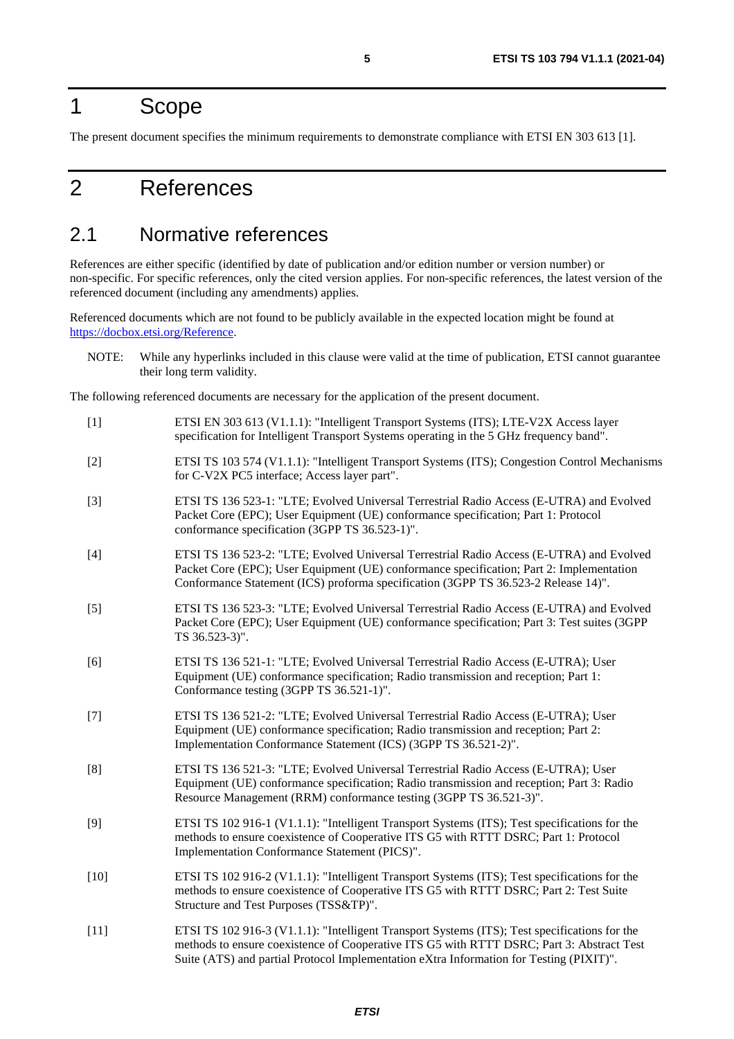# 1 Scope

The present document specifies the minimum requirements to demonstrate compliance with ETSI EN 303 613 [1].

# 2 References

## 2.1 Normative references

References are either specific (identified by date of publication and/or edition number or version number) or non-specific. For specific references, only the cited version applies. For non-specific references, the latest version of the referenced document (including any amendments) applies.

Referenced documents which are not found to be publicly available in the expected location might be found at https://docbox.etsi.org/Reference.

NOTE: While any hyperlinks included in this clause were valid at the time of publication, ETSI cannot guarantee their long term validity.

The following referenced documents are necessary for the application of the present document.

[1] ETSI EN 303 613 (V1.1.1): "Intelligent Transport Systems (ITS); LTE-V2X Access layer specification for Intelligent Transport Systems operating in the 5 GHz frequency band".

[2] ETSI TS 103 574 (V1.1.1): "Intelligent Transport Systems (ITS); Congestion Control Mechanisms for C-V2X PC5 interface; Access layer part".

[3] ETSI TS 136 523-1: "LTE; Evolved Universal Terrestrial Radio Access (E-UTRA) and Evolved Packet Core (EPC); User Equipment (UE) conformance specification; Part 1: Protocol conformance specification (3GPP TS 36.523-1)".

[4] ETSI TS 136 523-2: "LTE; Evolved Universal Terrestrial Radio Access (E-UTRA) and Evolved Packet Core (EPC); User Equipment (UE) conformance specification; Part 2: Implementation Conformance Statement (ICS) proforma specification (3GPP TS 36.523-2 Release 14)".

[5] ETSI TS 136 523-3: "LTE; Evolved Universal Terrestrial Radio Access (E-UTRA) and Evolved Packet Core (EPC); User Equipment (UE) conformance specification; Part 3: Test suites (3GPP TS 36.523-3)".

[6] ETSI TS 136 521-1: "LTE; Evolved Universal Terrestrial Radio Access (E-UTRA); User Equipment (UE) conformance specification; Radio transmission and reception; Part 1: Conformance testing (3GPP TS 36.521-1)".

[7] ETSI TS 136 521-2: "LTE; Evolved Universal Terrestrial Radio Access (E-UTRA); User Equipment (UE) conformance specification; Radio transmission and reception; Part 2: Implementation Conformance Statement (ICS) (3GPP TS 36.521-2)".

[8] ETSI TS 136 521-3: "LTE; Evolved Universal Terrestrial Radio Access (E-UTRA); User Equipment (UE) conformance specification; Radio transmission and reception; Part 3: Radio Resource Management (RRM) conformance testing (3GPP TS 36.521-3)".

[9] ETSI TS 102 916-1 (V1.1.1): "Intelligent Transport Systems (ITS); Test specifications for the methods to ensure coexistence of Cooperative ITS G5 with RTTT DSRC; Part 1: Protocol Implementation Conformance Statement (PICS)".

[10] ETSI TS 102 916-2 (V1.1.1): "Intelligent Transport Systems (ITS); Test specifications for the methods to ensure coexistence of Cooperative ITS G5 with RTTT DSRC; Part 2: Test Suite Structure and Test Purposes (TSS&TP)".

[11] ETSI TS 102 916-3 (V1.1.1): "Intelligent Transport Systems (ITS); Test specifications for the methods to ensure coexistence of Cooperative ITS G5 with RTTT DSRC; Part 3: Abstract Test Suite (ATS) and partial Protocol Implementation eXtra Information for Testing (PIXIT)".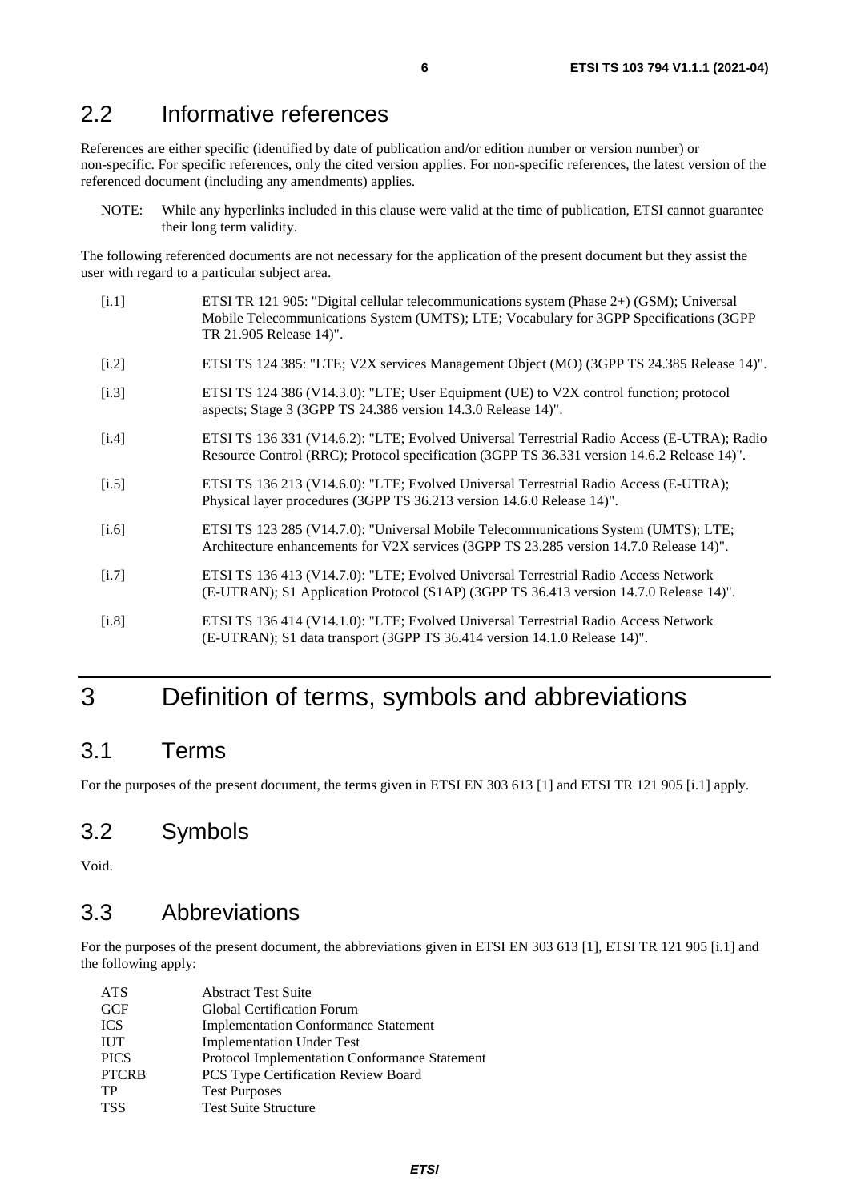## 2.2 Informative references

References are either specific (identified by date of publication and/or edition number or version number) or non-specific. For specific references, only the cited version applies. For non-specific references, the latest version of the referenced document (including any amendments) applies.

NOTE: While any hyperlinks included in this clause were valid at the time of publication, ETSI cannot guarantee their long term validity.

The following referenced documents are not necessary for the application of the present document but they assist the user with regard to a particular subject area.

[i.1] ETSI TR 121 905: "Digital cellular telecommunications system (Phase 2+) (GSM); Universal Mobile Telecommunications System (UMTS); LTE; Vocabulary for 3GPP Specifications (3GPP TR 21.905 Release 14)".

[i.2] ETSI TS 124 385: "LTE; V2X services Management Object (MO) (3GPP TS 24.385 Release 14)".

[i.3] ETSI TS 124 386 (V14.3.0): "LTE; User Equipment (UE) to V2X control function; protocol aspects; Stage 3 (3GPP TS 24.386 version 14.3.0 Release 14)".

[i.4] ETSI TS 136 331 (V14.6.2): "LTE; Evolved Universal Terrestrial Radio Access (E-UTRA); Radio Resource Control (RRC); Protocol specification (3GPP TS 36.331 version 14.6.2 Release 14)".

[i.5] ETSI TS 136 213 (V14.6.0): "LTE; Evolved Universal Terrestrial Radio Access (E-UTRA); Physical layer procedures (3GPP TS 36.213 version 14.6.0 Release 14)".

[i.6] ETSI TS 123 285 (V14.7.0): "Universal Mobile Telecommunications System (UMTS); LTE; Architecture enhancements for V2X services (3GPP TS 23.285 version 14.7.0 Release 14)".

[i.7] ETSI TS 136 413 (V14.7.0): "LTE; Evolved Universal Terrestrial Radio Access Network (E-UTRAN); S1 Application Protocol (S1AP) (3GPP TS 36.413 version 14.7.0 Release 14)".

[i.8] ETSI TS 136 414 (V14.1.0): "LTE; Evolved Universal Terrestrial Radio Access Network (E-UTRAN); S1 data transport (3GPP TS 36.414 version 14.1.0 Release 14)".

# 3 Definition of terms, symbols and abbreviations

## 3.1 Terms

For the purposes of the present document, the terms given in ETSI EN 303 613 [1] and ETSI TR 121 905 [i.1] apply.

## 3.2 Symbols

Void.

## 3.3 Abbreviations

For the purposes of the present document, the abbreviations given in ETSI EN 303 613 [1], ETSI TR 121 905 [i.1] and the following apply:

| | |
|---|---|
| ATS | Abstract Test Suite |
| GCF | Global Certification Forum |
| ICS | Implementation Conformance Statement |
| IUT | Implementation Under Test |
| PICS | Protocol Implementation Conformance Statement |
| PTCRB | PCS Type Certification Review Board |
| TP | Test Purposes |
| TSS | Test Suite Structure |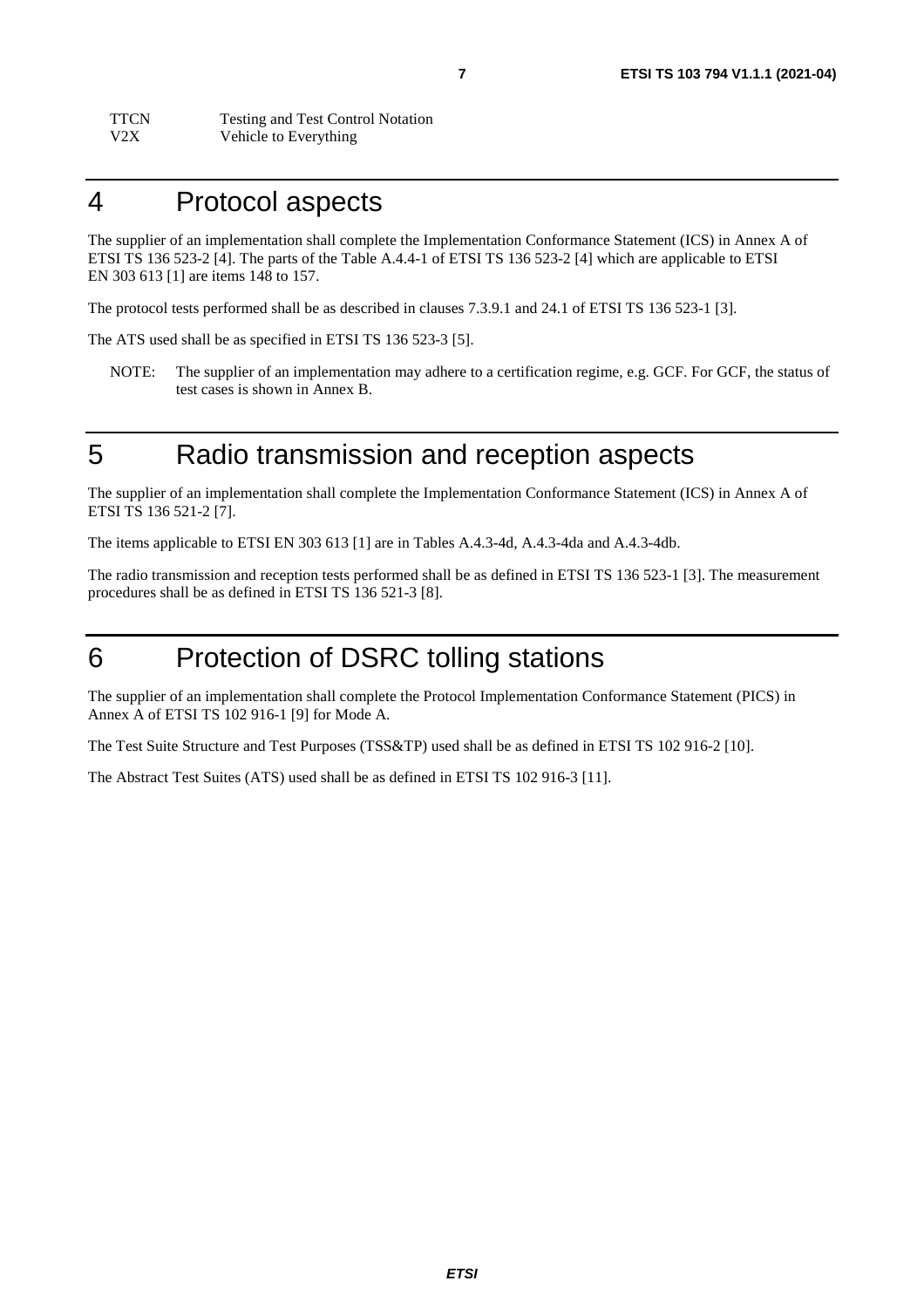TTCN Testing and Test Control Notation
V2X Vehicle to Everything

# 4 Protocol aspects

The supplier of an implementation shall complete the Implementation Conformance Statement (ICS) in Annex A of ETSI TS 136 523-2 [4]. The parts of the Table A.4.4-1 of ETSI TS 136 523-2 [4] which are applicable to ETSI EN 303 613 [1] are items 148 to 157.

The protocol tests performed shall be as described in clauses 7.3.9.1 and 24.1 of ETSI TS 136 523-1 [3].

The ATS used shall be as specified in ETSI TS 136 523-3 [5].

NOTE: The supplier of an implementation may adhere to a certification regime, e.g. GCF. For GCF, the status of test cases is shown in Annex B.

# 5 Radio transmission and reception aspects

The supplier of an implementation shall complete the Implementation Conformance Statement (ICS) in Annex A of ETSI TS 136 521-2 [7].

The items applicable to ETSI EN 303 613 [1] are in Tables A.4.3-4d, A.4.3-4da and A.4.3-4db.

The radio transmission and reception tests performed shall be as defined in ETSI TS 136 523-1 [3]. The measurement procedures shall be as defined in ETSI TS 136 521-3 [8].

# 6 Protection of DSRC tolling stations

The supplier of an implementation shall complete the Protocol Implementation Conformance Statement (PICS) in Annex A of ETSI TS 102 916-1 [9] for Mode A.

The Test Suite Structure and Test Purposes (TSS&TP) used shall be as defined in ETSI TS 102 916-2 [10].

The Abstract Test Suites (ATS) used shall be as defined in ETSI TS 102 916-3 [11].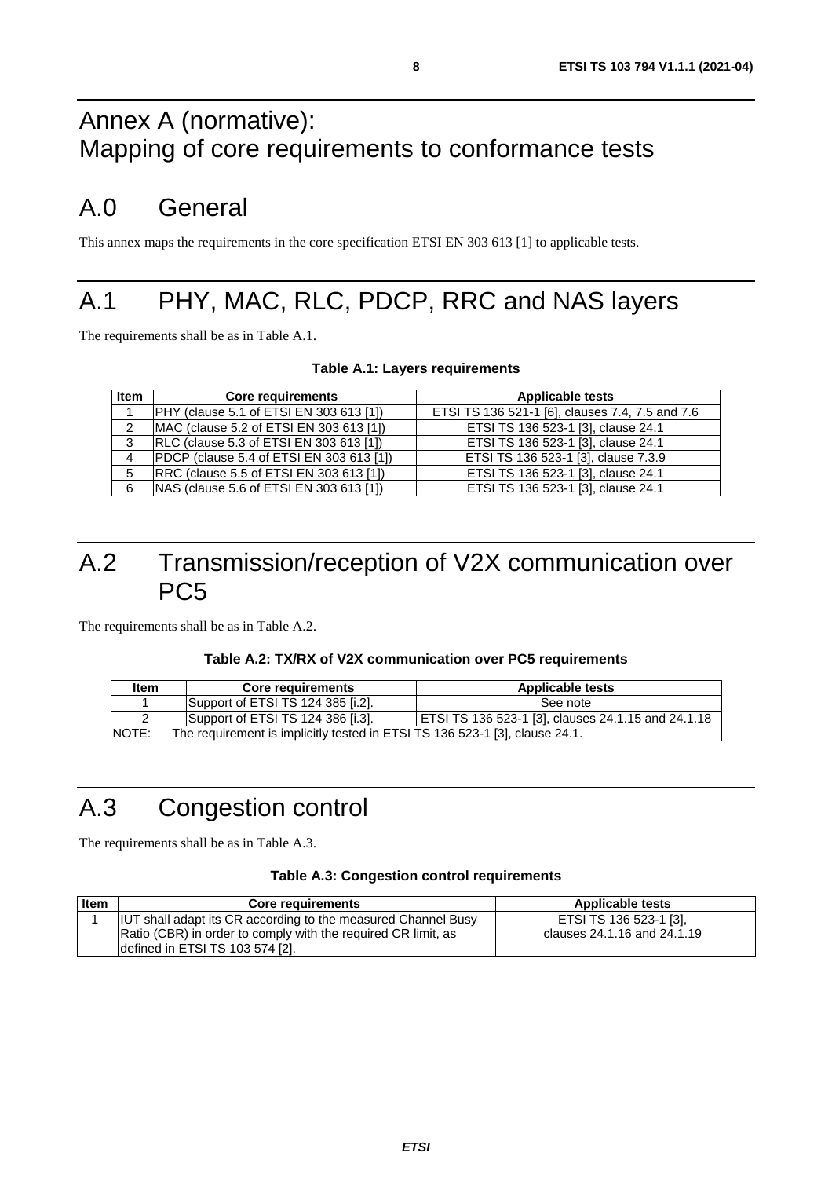# Annex A (normative): Mapping of core requirements to conformance tests

## A.0 General

This annex maps the requirements in the core specification ETSI EN 303 613 [1] to applicable tests.

## A.1 PHY, MAC, RLC, PDCP, RRC and NAS layers

The requirements shall be as in Table A.1.

**Table A.1: Layers requirements**

| Item | Core requirements | Applicable tests |
|---|---|---|
| 1 | PHY (clause 5.1 of ETSI EN 303 613 [1]) | ETSI TS 136 521-1 [6], clauses 7.4, 7.5 and 7.6 |
| 2 | MAC (clause 5.2 of ETSI EN 303 613 [1]) | ETSI TS 136 523-1 [3], clause 24.1 |
| 3 | RLC (clause 5.3 of ETSI EN 303 613 [1]) | ETSI TS 136 523-1 [3], clause 24.1 |
| 4 | PDCP (clause 5.4 of ETSI EN 303 613 [1]) | ETSI TS 136 523-1 [3], clause 7.3.9 |
| 5 | RRC (clause 5.5 of ETSI EN 303 613 [1]) | ETSI TS 136 523-1 [3], clause 24.1 |
| 6 | NAS (clause 5.6 of ETSI EN 303 613 [1]) | ETSI TS 136 523-1 [3], clause 24.1 |

## A.2 Transmission/reception of V2X communication over PC5

The requirements shall be as in Table A.2.

**Table A.2: TX/RX of V2X communication over PC5 requirements**

| Item | Core requirements | Applicable tests |
|---|---|---|
| 1 | Support of ETSI TS 124 385 [i.2]. | See note |
| 2 | Support of ETSI TS 124 386 [i.3]. | ETSI TS 136 523-1 [3], clauses 24.1.15 and 24.1.18 |
| NOTE: The requirement is implicitly tested in ETSI TS 136 523-1 [3], clause 24.1. | | |

## A.3 Congestion control

The requirements shall be as in Table A.3.

**Table A.3: Congestion control requirements**

| Item | Core requirements | Applicable tests |
|---|---|---|
| 1 | IUT shall adapt its CR according to the measured Channel Busy Ratio (CBR) in order to comply with the required CR limit, as defined in ETSI TS 103 574 [2]. | ETSI TS 136 523-1 [3], clauses 24.1.16 and 24.1.19 |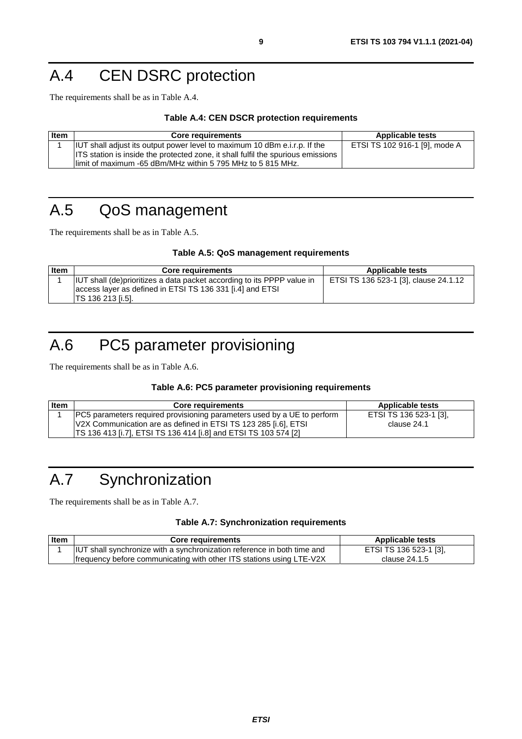# A.4 CEN DSRC protection

The requirements shall be as in Table A.4.

**Table A.4: CEN DSCR protection requirements**

| Item | Core requirements | Applicable tests |
|---|---|---|
| 1 | IUT shall adjust its output power level to maximum 10 dBm e.i.r.p. If the ITS station is inside the protected zone, it shall fulfil the spurious emissions limit of maximum -65 dBm/MHz within 5 795 MHz to 5 815 MHz. | ETSI TS 102 916-1 [9], mode A |

# A.5 QoS management

The requirements shall be as in Table A.5.

**Table A.5: QoS management requirements**

| Item | Core requirements | Applicable tests |
|---|---|---|
| 1 | IUT shall (de)prioritizes a data packet according to its PPPP value in access layer as defined in ETSI TS 136 331 [i.4] and ETSI TS 136 213 [i.5]. | ETSI TS 136 523-1 [3], clause 24.1.12 |

# A.6 PC5 parameter provisioning

The requirements shall be as in Table A.6.

**Table A.6: PC5 parameter provisioning requirements**

| Item | Core requirements | Applicable tests |
|---|---|---|
| 1 | PC5 parameters required provisioning parameters used by a UE to perform V2X Communication are as defined in ETSI TS 123 285 [i.6], ETSI TS 136 413 [i.7], ETSI TS 136 414 [i.8] and ETSI TS 103 574 [2] | ETSI TS 136 523-1 [3], clause 24.1 |

# A.7 Synchronization

The requirements shall be as in Table A.7.

**Table A.7: Synchronization requirements**

| Item | Core requirements | Applicable tests |
|---|---|---|
| 1 | IUT shall synchronize with a synchronization reference in both time and frequency before communicating with other ITS stations using LTE-V2X | ETSI TS 136 523-1 [3], clause 24.1.5 |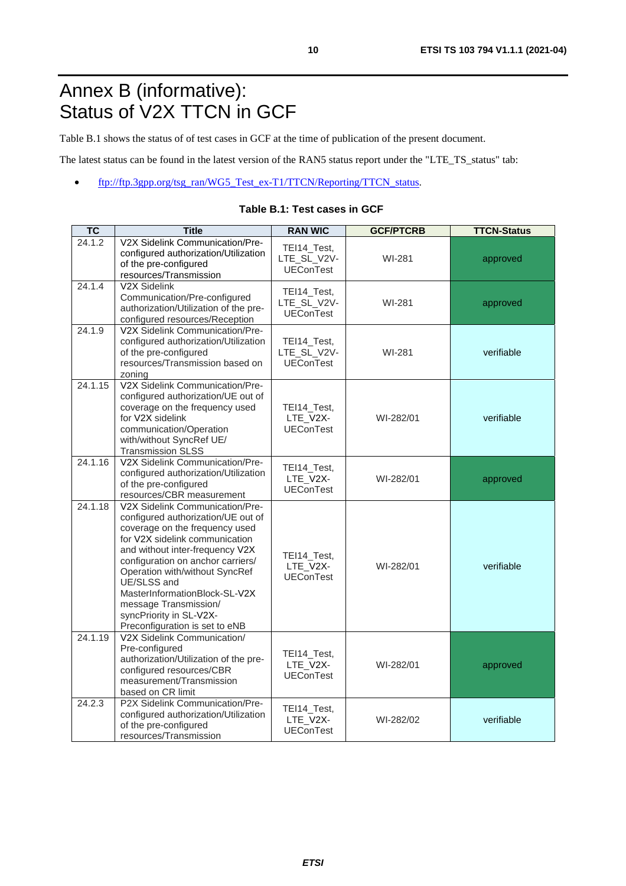# Annex B (informative): Status of V2X TTCN in GCF

Table B.1 shows the status of of test cases in GCF at the time of publication of the present document.

The latest status can be found in the latest version of the RAN5 status report under the "LTE_TS_status" tab:

- ftp://ftp.3gpp.org/tsg_ran/WG5_Test_ex-T1/TTCN/Reporting/TTCN_status.

**Table B.1: Test cases in GCF**

| TC | Title | RAN WIC | GCF/PTCRB | TTCN-Status |
|---|---|---|---|---|
| 24.1.2 | V2X Sidelink Communication/Pre-configured authorization/Utilization of the pre-configured resources/Transmission | TEI14_Test, LTE_SL_V2V-UEConTest | WI-281 | approved |
| 24.1.4 | V2X Sidelink Communication/Pre-configured authorization/Utilization of the pre-configured resources/Reception | TEI14_Test, LTE_SL_V2V-UEConTest | WI-281 | approved |
| 24.1.9 | V2X Sidelink Communication/Pre-configured authorization/Utilization of the pre-configured resources/Transmission based on zoning | TEI14_Test, LTE_SL_V2V-UEConTest | WI-281 | verifiable |
| 24.1.15 | V2X Sidelink Communication/Pre-configured authorization/UE out of coverage on the frequency used for V2X sidelink communication/Operation with/without SyncRef UE/ Transmission SLSS | TEI14_Test, LTE_V2X-UEConTest | WI-282/01 | verifiable |
| 24.1.16 | V2X Sidelink Communication/Pre-configured authorization/Utilization of the pre-configured resources/CBR measurement | TEI14_Test, LTE_V2X-UEConTest | WI-282/01 | approved |
| 24.1.18 | V2X Sidelink Communication/Pre-configured authorization/UE out of coverage on the frequency used for V2X sidelink communication and without inter-frequency V2X configuration on anchor carriers/ Operation with/without SyncRef UE/SLSS and MasterInformationBlock-SL-V2X message Transmission/ syncPriority in SL-V2X-Preconfiguration is set to eNB | TEI14_Test, LTE_V2X-UEConTest | WI-282/01 | verifiable |
| 24.1.19 | V2X Sidelink Communication/ Pre-configured authorization/Utilization of the pre-configured resources/CBR measurement/Transmission based on CR limit | TEI14_Test, LTE_V2X-UEConTest | WI-282/01 | approved |
| 24.2.3 | P2X Sidelink Communication/Pre-configured authorization/Utilization of the pre-configured resources/Transmission | TEI14_Test, LTE_V2X-UEConTest | WI-282/02 | verifiable |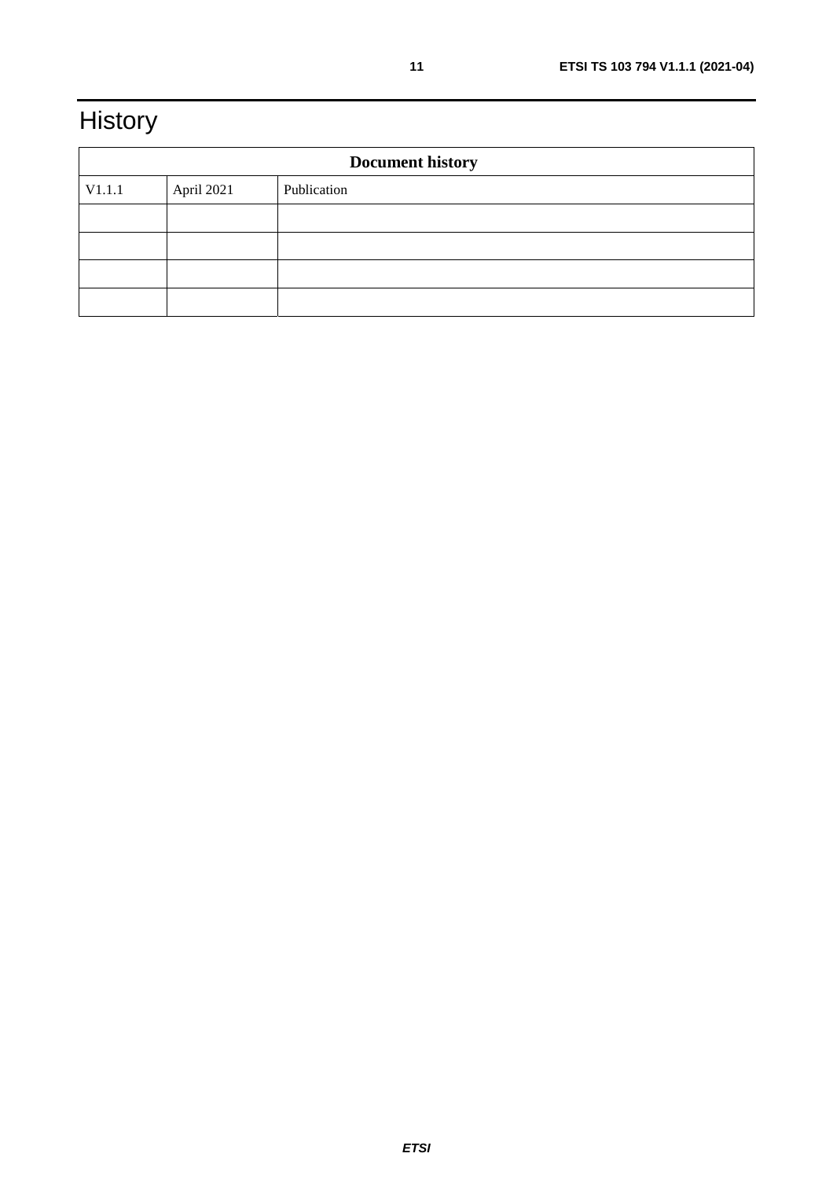# History

| Document history | | |
|---|---|---|
| V1.1.1 | April 2021 | Publication |
| | | |
| | | |
| | | |
| | | |